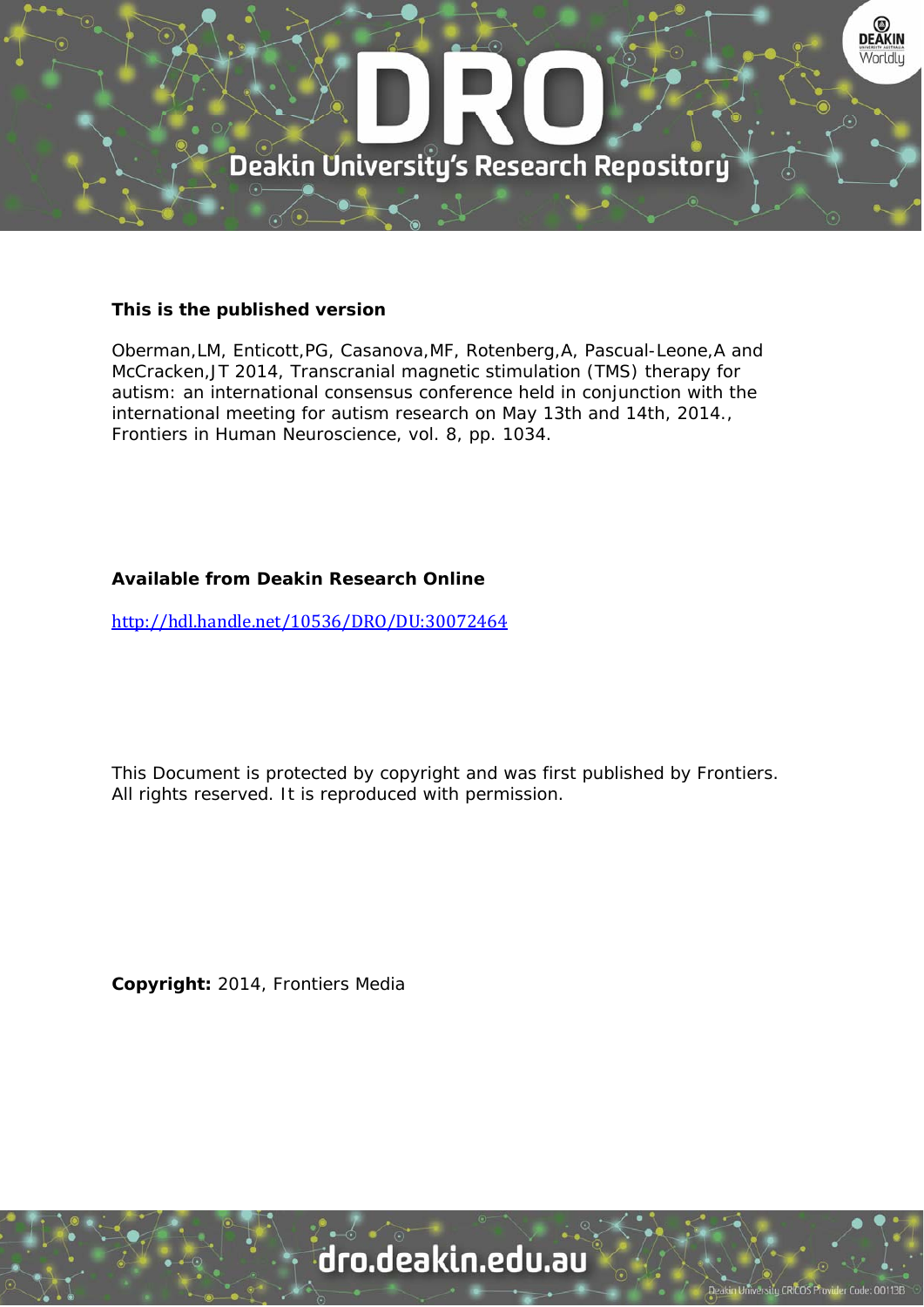**This is the published version**

Oberman,LM, Enticott,PG, Casanova,MF, Rotenberg,A, Pascual-Leone,A and McCracken,JT 2014, Transcranial magnetic stimulation (TMS) therapy for autism: an international consensus conference held in conjunction with the international meeting for autism research on May 13th and 14th, 2014., Frontiers in Human Neuroscience, vol. 8, pp. 1034.

**Available from Deakin Research Online**

http://hdl.handle.net/10536/DRO/DU:30072464

This Document is protected by copyright and was first published by Frontiers. All rights reserved. It is reproduced with permission.

**Copyright:** 2014, Frontiers Media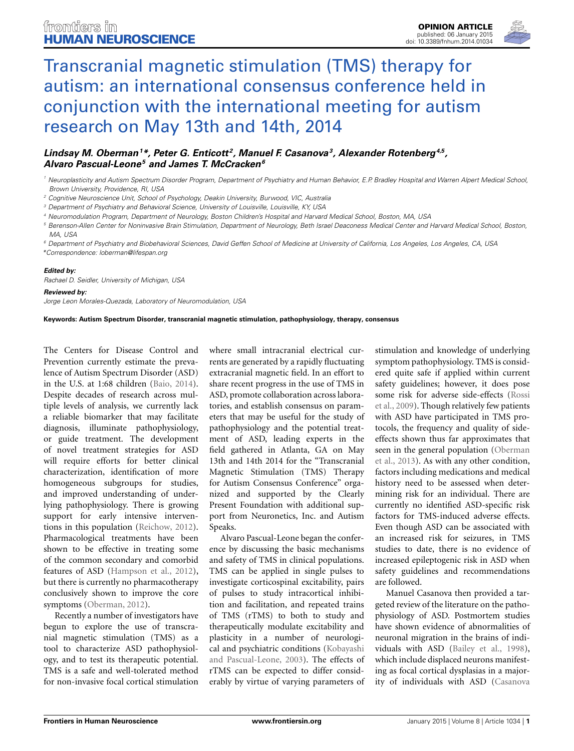# Transcranial magnetic stimulation (TMS) therapy for autism: an international consensus conference held in conjunction with the international meeting for autism research on May 13th and 14th, 2014

**_Lindsay M. Oberman[1]*, Peter G. Enticott[2], Manuel F. Casanova[3], Alexander Rotenberg[4,5], Alvaro Pascual-Leone[5] and James T. McCracken[6]_**

[1] *Neuroplasticity and Autism Spectrum Disorder Program, Department of Psychiatry and Human Behavior, E.P. Bradley Hospital and Warren Alpert Medical School, Brown University, Providence, RI, USA*
[2] *Cognitive Neuroscience Unit, School of Psychology, Deakin University, Burwood, VIC, Australia*
[3] *Department of Psychiatry and Behavioral Science, University of Louisville, Louisville, KY, USA*
[4] *Neuromodulation Program, Department of Neurology, Boston Children's Hospital and Harvard Medical School, Boston, MA, USA*
[5] *Berenson-Allen Center for Noninvasive Brain Stimulation, Department of Neurology, Beth Israel Deaconess Medical Center and Harvard Medical School, Boston, MA, USA*
[6] *Department of Psychiatry and Biobehavioral Sciences, David Geffen School of Medicine at University of California, Los Angeles, Los Angeles, CA, USA*
*Correspondence: loberman@lifespan.org

***Edited by:***
*Rachael D. Seidler, University of Michigan, USA*

***Reviewed by:***
*Jorge Leon Morales-Quezada, Laboratory of Neuromodulation, USA*

**Keywords: Autism Spectrum Disorder, transcranial magnetic stimulation, pathophysiology, therapy, consensus**

The Centers for Disease Control and Prevention currently estimate the prevalence of Autism Spectrum Disorder (ASD) in the U.S. at 1:68 children (Baio, 2014). Despite decades of research across multiple levels of analysis, we currently lack a reliable biomarker that may facilitate diagnosis, illuminate pathophysiology, or guide treatment. The development of novel treatment strategies for ASD will require efforts for better clinical characterization, identification of more homogeneous subgroups for studies, and improved understanding of underlying pathophysiology. There is growing support for early intensive interventions in this population (Reichow, 2012). Pharmacological treatments have been shown to be effective in treating some of the common secondary and comorbid features of ASD (Hampson et al., 2012), but there is currently no pharmacotherapy conclusively shown to improve the core symptoms (Oberman, 2012).

Recently a number of investigators have begun to explore the use of transcranial magnetic stimulation (TMS) as a tool to characterize ASD pathophysiology, and to test its therapeutic potential. TMS is a safe and well-tolerated method for non-invasive focal cortical stimulation where small intracranial electrical currents are generated by a rapidly fluctuating extracranial magnetic field. In an effort to share recent progress in the use of TMS in ASD, promote collaboration across laboratories, and establish consensus on parameters that may be useful for the study of pathophysiology and the potential treatment of ASD, leading experts in the field gathered in Atlanta, GA on May 13th and 14th 2014 for the "Transcranial Magnetic Stimulation (TMS) Therapy for Autism Consensus Conference" organized and supported by the Clearly Present Foundation with additional support from Neuronetics, Inc. and Autism Speaks.

Alvaro Pascual-Leone began the conference by discussing the basic mechanisms and safety of TMS in clinical populations. TMS can be applied in single pulses to investigate corticospinal excitability, pairs of pulses to study intracortical inhibition and facilitation, and repeated trains of TMS (rTMS) to both study and therapeutically modulate excitability and plasticity in a number of neurological and psychiatric conditions (Kobayashi and Pascual-Leone, 2003). The effects of rTMS can be expected to differ considerably by virtue of varying parameters of stimulation and knowledge of underlying symptom pathophysiology. TMS is considered quite safe if applied within current safety guidelines; however, it does pose some risk for adverse side-effects (Rossi et al., 2009). Though relatively few patients with ASD have participated in TMS protocols, the frequency and quality of side-effects shown thus far approximates that seen in the general population (Oberman et al., 2013). As with any other condition, factors including medications and medical history need to be assessed when determining risk for an individual. There are currently no identified ASD-specific risk factors for TMS-induced adverse effects. Even though ASD can be associated with an increased risk for seizures, in TMS studies to date, there is no evidence of increased epileptogenic risk in ASD when safety guidelines and recommendations are followed.

Manuel Casanova then provided a targeted review of the literature on the pathophysiology of ASD. Postmortem studies have shown evidence of abnormalities of neuronal migration in the brains of individuals with ASD (Bailey et al., 1998), which include displaced neurons manifesting as focal cortical dysplasias in a majority of individuals with ASD (Casanova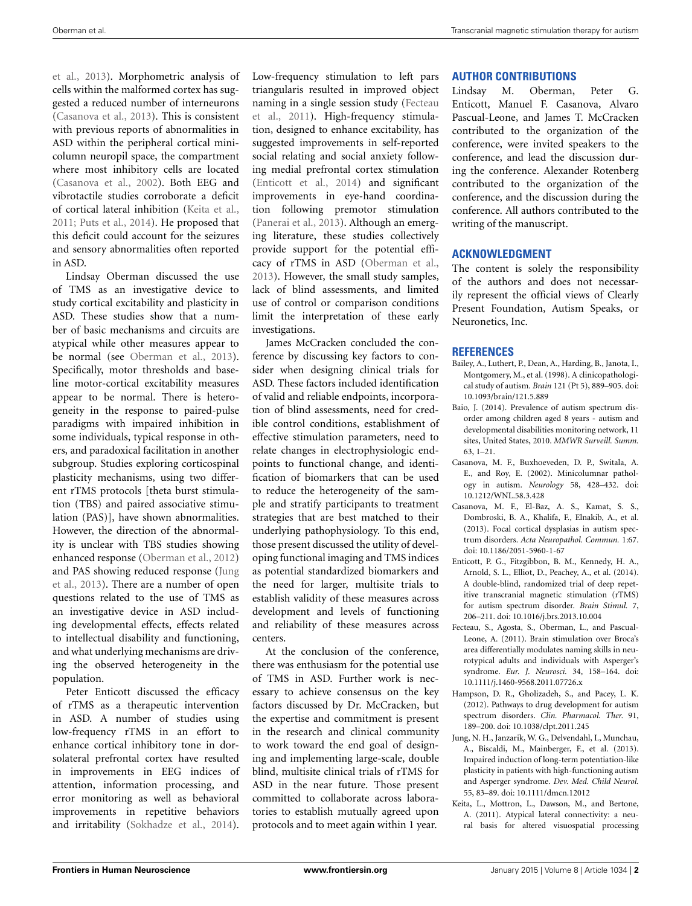et al., 2013). Morphometric analysis of cells within the malformed cortex has suggested a reduced number of interneurons (Casanova et al., 2013). This is consistent with previous reports of abnormalities in ASD within the peripheral cortical minicolumn neuropil space, the compartment where most inhibitory cells are located (Casanova et al., 2002). Both EEG and vibrotactile studies corroborate a deficit of cortical lateral inhibition (Keita et al., 2011; Puts et al., 2014). He proposed that this deficit could account for the seizures and sensory abnormalities often reported in ASD.

Lindsay Oberman discussed the use of TMS as an investigative device to study cortical excitability and plasticity in ASD. These studies show that a number of basic mechanisms and circuits are atypical while other measures appear to be normal (see Oberman et al., 2013). Specifically, motor thresholds and baseline motor-cortical excitability measures appear to be normal. There is heterogeneity in the response to paired-pulse paradigms with impaired inhibition in some individuals, typical response in others, and paradoxical facilitation in another subgroup. Studies exploring corticospinal plasticity mechanisms, using two different rTMS protocols [theta burst stimulation (TBS) and paired associative stimulation (PAS)], have shown abnormalities. However, the direction of the abnormality is unclear with TBS studies showing enhanced response (Oberman et al., 2012) and PAS showing reduced response (Jung et al., 2013). There are a number of open questions related to the use of TMS as an investigative device in ASD including developmental effects, effects related to intellectual disability and functioning, and what underlying mechanisms are driving the observed heterogeneity in the population.

Peter Enticott discussed the efficacy of rTMS as a therapeutic intervention in ASD. A number of studies using low-frequency rTMS in an effort to enhance cortical inhibitory tone in dorsolateral prefrontal cortex have resulted in improvements in EEG indices of attention, information processing, and error monitoring as well as behavioral improvements in repetitive behaviors and irritability (Sokhadze et al., 2014). Low-frequency stimulation to left pars triangularis resulted in improved object naming in a single session study (Fecteau et al., 2011). High-frequency stimulation, designed to enhance excitability, has suggested improvements in self-reported social relating and social anxiety following medial prefrontal cortex stimulation (Enticott et al., 2014) and significant improvements in eye-hand coordination following premotor stimulation (Panerai et al., 2013). Although an emerging literature, these studies collectively provide support for the potential efficacy of rTMS in ASD (Oberman et al., 2013). However, the small study samples, lack of blind assessments, and limited use of control or comparison conditions limit the interpretation of these early investigations.

James McCracken concluded the conference by discussing key factors to consider when designing clinical trials for ASD. These factors included identification of valid and reliable endpoints, incorporation of blind assessments, need for credible control conditions, establishment of effective stimulation parameters, need to relate changes in electrophysiologic endpoints to functional change, and identification of biomarkers that can be used to reduce the heterogeneity of the sample and stratify participants to treatment strategies that are best matched to their underlying pathophysiology. To this end, those present discussed the utility of developing functional imaging and TMS indices as potential standardized biomarkers and the need for larger, multisite trials to establish validity of these measures across development and levels of functioning and reliability of these measures across centers.

At the conclusion of the conference, there was enthusiasm for the potential use of TMS in ASD. Further work is necessary to achieve consensus on the key factors discussed by Dr. McCracken, but the expertise and commitment is present in the research and clinical community to work toward the end goal of designing and implementing large-scale, double blind, multisite clinical trials of rTMS for ASD in the near future. Those present committed to collaborate across laboratories to establish mutually agreed upon protocols and to meet again within 1 year.

## AUTHOR CONTRIBUTIONS

Lindsay M. Oberman, Peter G. Enticott, Manuel F. Casanova, Alvaro Pascual-Leone, and James T. McCracken contributed to the organization of the conference, were invited speakers to the conference, and lead the discussion during the conference. Alexander Rotenberg contributed to the organization of the conference, and the discussion during the conference. All authors contributed to the writing of the manuscript.

## ACKNOWLEDGMENT

The content is solely the responsibility of the authors and does not necessarily represent the official views of Clearly Present Foundation, Autism Speaks, or Neuronetics, Inc.

## REFERENCES

Bailey, A., Luthert, P., Dean, A., Harding, B., Janota, I., Montgomery, M., et al. (1998). A clinicopathological study of autism. *Brain* 121 (Pt 5), 889–905. doi: 10.1093/brain/121.5.889

Baio, J. (2014). Prevalence of autism spectrum disorder among children aged 8 years - autism and developmental disabilities monitoring network, 11 sites, United States, 2010. *MMWR Surveill. Summ.* 63, 1–21.

Casanova, M. F., Buxhoeveden, D. P., Switala, A. E., and Roy, E. (2002). Minicolumnar pathology in autism. *Neurology* 58, 428–432. doi: 10.1212/WNL.58.3.428

Casanova, M. F., El-Baz, A. S., Kamat, S. S., Dombroski, B. A., Khalifa, F., Elnakib, A., et al. (2013). Focal cortical dysplasias in autism spectrum disorders. *Acta Neuropathol. Commun.* 1:67. doi: 10.1186/2051-5960-1-67

Enticott, P. G., Fitzgibbon, B. M., Kennedy, H. A., Arnold, S. L., Elliot, D., Peachey, A., et al. (2014). A double-blind, randomized trial of deep repetitive transcranial magnetic stimulation (rTMS) for autism spectrum disorder. *Brain Stimul.* 7, 206–211. doi: 10.1016/j.brs.2013.10.004

Fecteau, S., Agosta, S., Oberman, L., and Pascual-Leone, A. (2011). Brain stimulation over Broca's area differentially modulates naming skills in neurotypical adults and individuals with Asperger's syndrome. *Eur. J. Neurosci.* 34, 158–164. doi: 10.1111/j.1460-9568.2011.07726.x

Hampson, D. R., Gholizadeh, S., and Pacey, L. K. (2012). Pathways to drug development for autism spectrum disorders. *Clin. Pharmacol. Ther.* 91, 189–200. doi: 10.1038/clpt.2011.245

Jung, N. H., Janzarik, W. G., Delvendahl, I., Munchau, A., Biscaldi, M., Mainberger, F., et al. (2013). Impaired induction of long-term potentiation-like plasticity in patients with high-functioning autism and Asperger syndrome. *Dev. Med. Child Neurol.* 55, 83–89. doi: 10.1111/dmcn.12012

Keita, L., Mottron, L., Dawson, M., and Bertone, A. (2011). Atypical lateral connectivity: a neural basis for altered visuospatial processing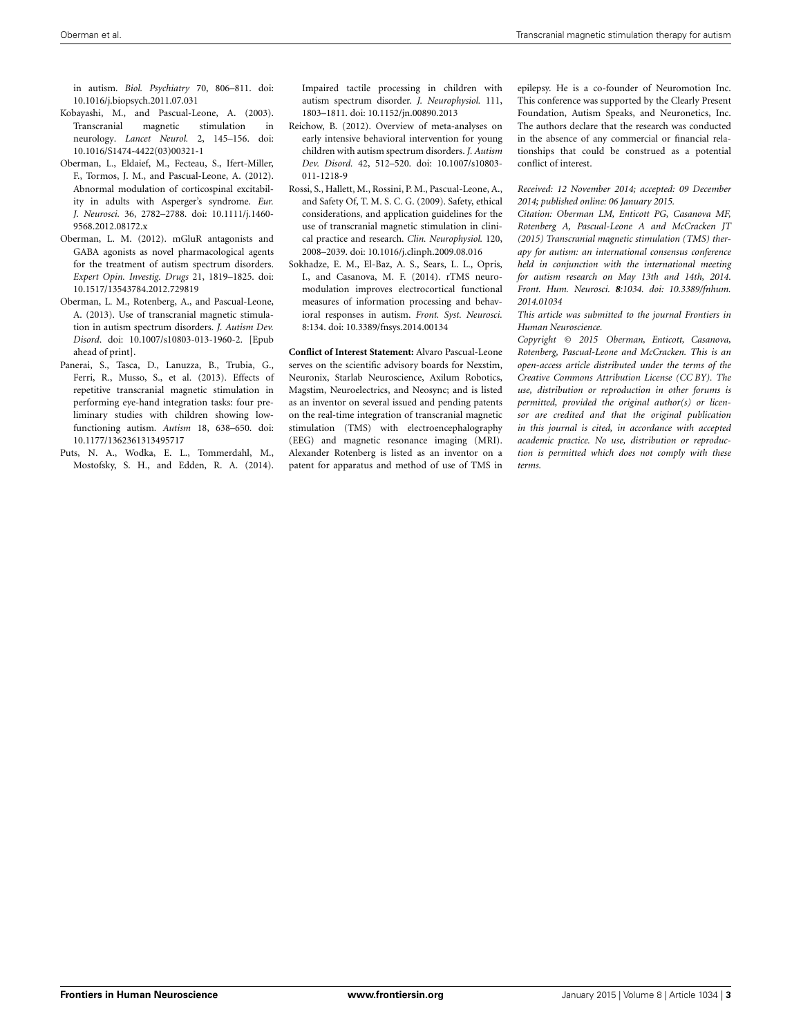in autism. *Biol. Psychiatry* 70, 806–811. doi: 10.1016/j.biopsych.2011.07.031

Kobayashi, M., and Pascual-Leone, A. (2003). Transcranial magnetic stimulation in neurology. *Lancet Neurol.* 2, 145–156. doi: 10.1016/S1474-4422(03)00321-1

Oberman, L., Eldaief, M., Fecteau, S., Ifert-Miller, F., Tormos, J. M., and Pascual-Leone, A. (2012). Abnormal modulation of corticospinal excitability in adults with Asperger's syndrome. *Eur. J. Neurosci.* 36, 2782–2788. doi: 10.1111/j.1460-9568.2012.08172.x

Oberman, L. M. (2012). mGluR antagonists and GABA agonists as novel pharmacological agents for the treatment of autism spectrum disorders. *Expert Opin. Investig. Drugs* 21, 1819–1825. doi: 10.1517/13543784.2012.729819

Oberman, L. M., Rotenberg, A., and Pascual-Leone, A. (2013). Use of transcranial magnetic stimulation in autism spectrum disorders. *J. Autism Dev. Disord*. doi: 10.1007/s10803-013-1960-2. [Epub ahead of print].

Panerai, S., Tasca, D., Lanuzza, B., Trubia, G., Ferri, R., Musso, S., et al. (2013). Effects of repetitive transcranial magnetic stimulation in performing eye-hand integration tasks: four preliminary studies with children showing low-functioning autism. *Autism* 18, 638–650. doi: 10.1177/1362361313495717

Puts, N. A., Wodka, E. L., Tommerdahl, M., Mostofsky, S. H., and Edden, R. A. (2014). Impaired tactile processing in children with autism spectrum disorder. *J. Neurophysiol.* 111, 1803–1811. doi: 10.1152/jn.00890.2013

Reichow, B. (2012). Overview of meta-analyses on early intensive behavioral intervention for young children with autism spectrum disorders. *J. Autism Dev. Disord.* 42, 512–520. doi: 10.1007/s10803-011-1218-9

Rossi, S., Hallett, M., Rossini, P. M., Pascual-Leone, A., and Safety Of, T. M. S. C. G. (2009). Safety, ethical considerations, and application guidelines for the use of transcranial magnetic stimulation in clinical practice and research. *Clin. Neurophysiol.* 120, 2008–2039. doi: 10.1016/j.clinph.2009.08.016

Sokhadze, E. M., El-Baz, A. S., Sears, L. L., Opris, I., and Casanova, M. F. (2014). rTMS neuromodulation improves electrocortical functional measures of information processing and behavioral responses in autism. *Front. Syst. Neurosci.* 8:134. doi: 10.3389/fnsys.2014.00134

**Conflict of Interest Statement:** Alvaro Pascual-Leone serves on the scientific advisory boards for Nexstim, Neuronix, Starlab Neuroscience, Axilum Robotics, Magstim, Neuroelectrics, and Neosync; and is listed as an inventor on several issued and pending patents on the real-time integration of transcranial magnetic stimulation (TMS) with electroencephalography (EEG) and magnetic resonance imaging (MRI). Alexander Rotenberg is listed as an inventor on a patent for apparatus and method of use of TMS in epilepsy. He is a co-founder of Neuromotion Inc. This conference was supported by the Clearly Present Foundation, Autism Speaks, and Neuronetics, Inc. The authors declare that the research was conducted in the absence of any commercial or financial relationships that could be construed as a potential conflict of interest.

*Received: 12 November 2014; accepted: 09 December 2014; published online: 06 January 2015.*

*Citation: Oberman LM, Enticott PG, Casanova MF, Rotenberg A, Pascual-Leone A and McCracken JT (2015) Transcranial magnetic stimulation (TMS) therapy for autism: an international consensus conference held in conjunction with the international meeting for autism research on May 13th and 14th, 2014. Front. Hum. Neurosci.* ***8****:1034. doi: 10.3389/fnhum.2014.01034*

*This article was submitted to the journal Frontiers in Human Neuroscience.*

*Copyright © 2015 Oberman, Enticott, Casanova, Rotenberg, Pascual-Leone and McCracken. This is an open-access article distributed under the terms of the Creative Commons Attribution License (CC BY). The use, distribution or reproduction in other forums is permitted, provided the original author(s) or licensor are credited and that the original publication in this journal is cited, in accordance with accepted academic practice. No use, distribution or reproduction is permitted which does not comply with these terms.*